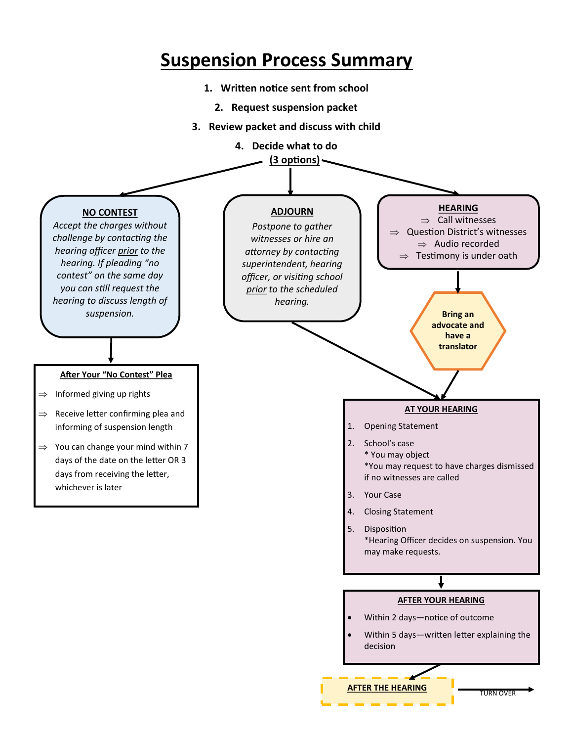# Suspension Process Summary

1. **Written notice sent from school**
2. **Request suspension packet**
3. **Review packet and discuss with child**
4. **Decide what to do**

**(3 options)**

## NO CONTEST

*Accept the charges without challenge by contacting the hearing officer prior to the hearing. If pleading "no contest" on the same day you can still request the hearing to discuss length of suspension.*

### After Your "No Contest" Plea

- ⇒ Informed giving up rights
- ⇒ Receive letter confirming plea and informing of suspension length
- ⇒ You can change your mind within 7 days of the date on the letter OR 3 days from receiving the letter, whichever is later

## ADJOURN

*Postpone to gather witnesses or hire an attorney by contacting superintendent, hearing officer, or visiting school prior to the scheduled hearing.*

## HEARING

- ⇒ Call witnesses
- ⇒ Question District's witnesses
- ⇒ Audio recorded
- ⇒ Testimony is under oath

**Bring an advocate and have a translator**

### AT YOUR HEARING

1. Opening Statement
2. School's case
   * You may object
   *You may request to have charges dismissed if no witnesses are called
3. Your Case
4. Closing Statement
5. Disposition
   *Hearing Officer decides on suspension. You may make requests.

### AFTER YOUR HEARING

- Within 2 days—notice of outcome
- Within 5 days—written letter explaining the decision

**AFTER THE HEARING**

TURN OVER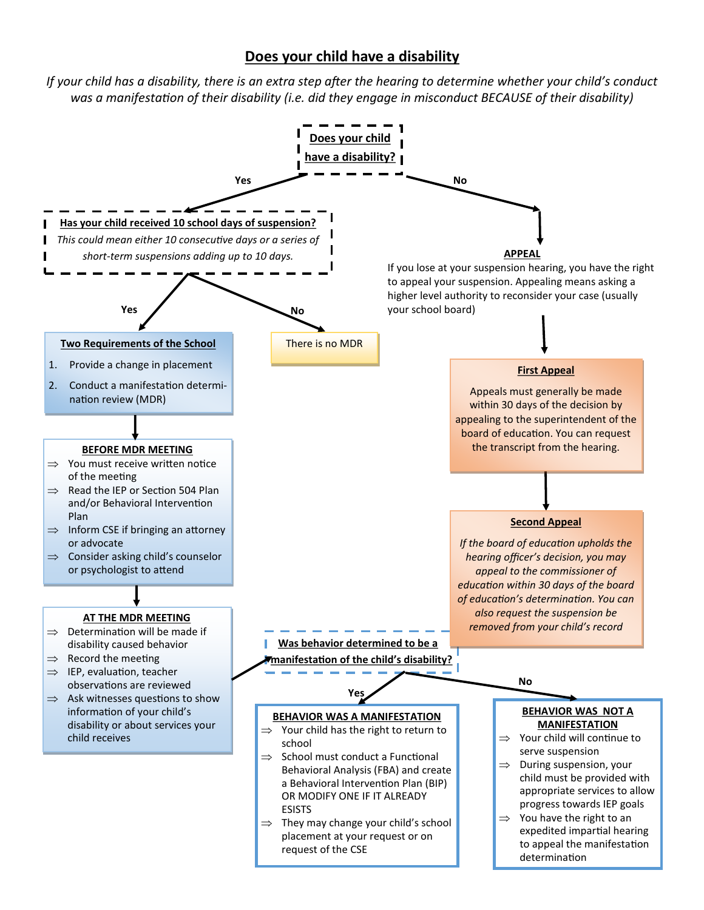# Does your child have a disability

*If your child has a disability, there is an extra step after the hearing to determine whether your child's conduct was a manifestation of their disability (i.e. did they engage in misconduct BECAUSE of their disability)*

**Does your child have a disability?**

Yes

**Has your child received 10 school days of suspension?**

*This could mean either 10 consecutive days or a series of short-term suspensions adding up to 10 days.*

Yes

**Two Requirements of the School**

1. Provide a change in placement
2. Conduct a manifestation determination review (MDR)

**BEFORE MDR MEETING**

⇒ You must receive written notice of the meeting
⇒ Read the IEP or Section 504 Plan and/or Behavioral Intervention Plan
⇒ Inform CSE if bringing an attorney or advocate
⇒ Consider asking child's counselor or psychologist to attend

**AT THE MDR MEETING**

⇒ Determination will be made if disability caused behavior
⇒ Record the meeting
⇒ IEP, evaluation, teacher observations are reviewed
⇒ Ask witnesses questions to show information of your child's disability or about services your child receives

**Was behavior determined to be a manifestation of the child's disability?**

Yes

**BEHAVIOR WAS A MANIFESTATION**

⇒ Your child has the right to return to school
⇒ School must conduct a Functional Behavioral Analysis (FBA) and create a Behavioral Intervention Plan (BIP) OR MODIFY ONE IF IT ALREADY ESISTS
⇒ They may change your child's school placement at your request or on request of the CSE

No

**BEHAVIOR WAS NOT A MANIFESTATION**

⇒ Your child will continue to serve suspension
⇒ During suspension, your child must be provided with appropriate services to allow progress towards IEP goals
⇒ You have the right to an expedited impartial hearing to appeal the manifestation determination

No (10 school days of suspension)

There is no MDR

No (disability)

**APPEAL**

If you lose at your suspension hearing, you have the right to appeal your suspension. Appealing means asking a higher level authority to reconsider your case (usually your school board)

**First Appeal**

Appeals must generally be made within 30 days of the decision by appealing to the superintendent of the board of education. You can request the transcript from the hearing.

**Second Appeal**

*If the board of education upholds the hearing officer's decision, you may appeal to the commissioner of education within 30 days of the board of education's determination. You can also request the suspension be removed from your child's record*